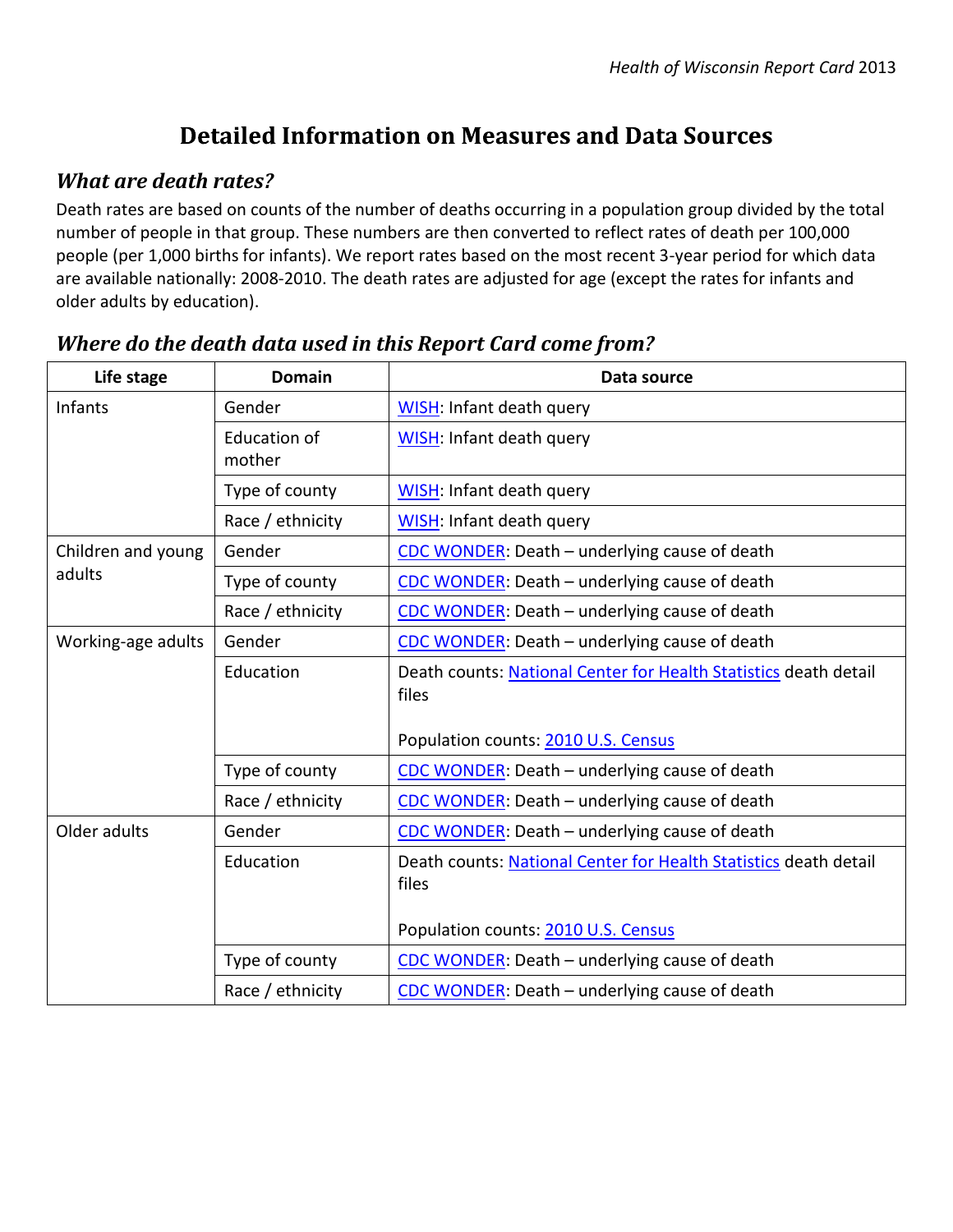# Detailed Information on Measures and Data Sources

## *What are death rates?*

Death rates are based on counts of the number of deaths occurring in a population group divided by the total number of people in that group. These numbers are then converted to reflect rates of death per 100,000 people (per 1,000 births for infants). We report rates based on the most recent 3-year period for which data are available nationally: 2008-2010. The death rates are adjusted for age (except the rates for infants and older adults by education).

## *Where do the death data used in this Report Card come from?*

| Life stage | Domain | Data source |
|---|---|---|
| Infants | Gender | WISH: Infant death query |
| | Education of mother | WISH: Infant death query |
| | Type of county | WISH: Infant death query |
| | Race / ethnicity | WISH: Infant death query |
| Children and young adults | Gender | CDC WONDER: Death – underlying cause of death |
| | Type of county | CDC WONDER: Death – underlying cause of death |
| | Race / ethnicity | CDC WONDER: Death – underlying cause of death |
| Working-age adults | Gender | CDC WONDER: Death – underlying cause of death |
| | Education | Death counts: National Center for Health Statistics death detail files<br><br>Population counts: 2010 U.S. Census |
| | Type of county | CDC WONDER: Death – underlying cause of death |
| | Race / ethnicity | CDC WONDER: Death – underlying cause of death |
| Older adults | Gender | CDC WONDER: Death – underlying cause of death |
| | Education | Death counts: National Center for Health Statistics death detail files<br><br>Population counts: 2010 U.S. Census |
| | Type of county | CDC WONDER: Death – underlying cause of death |
| | Race / ethnicity | CDC WONDER: Death – underlying cause of death |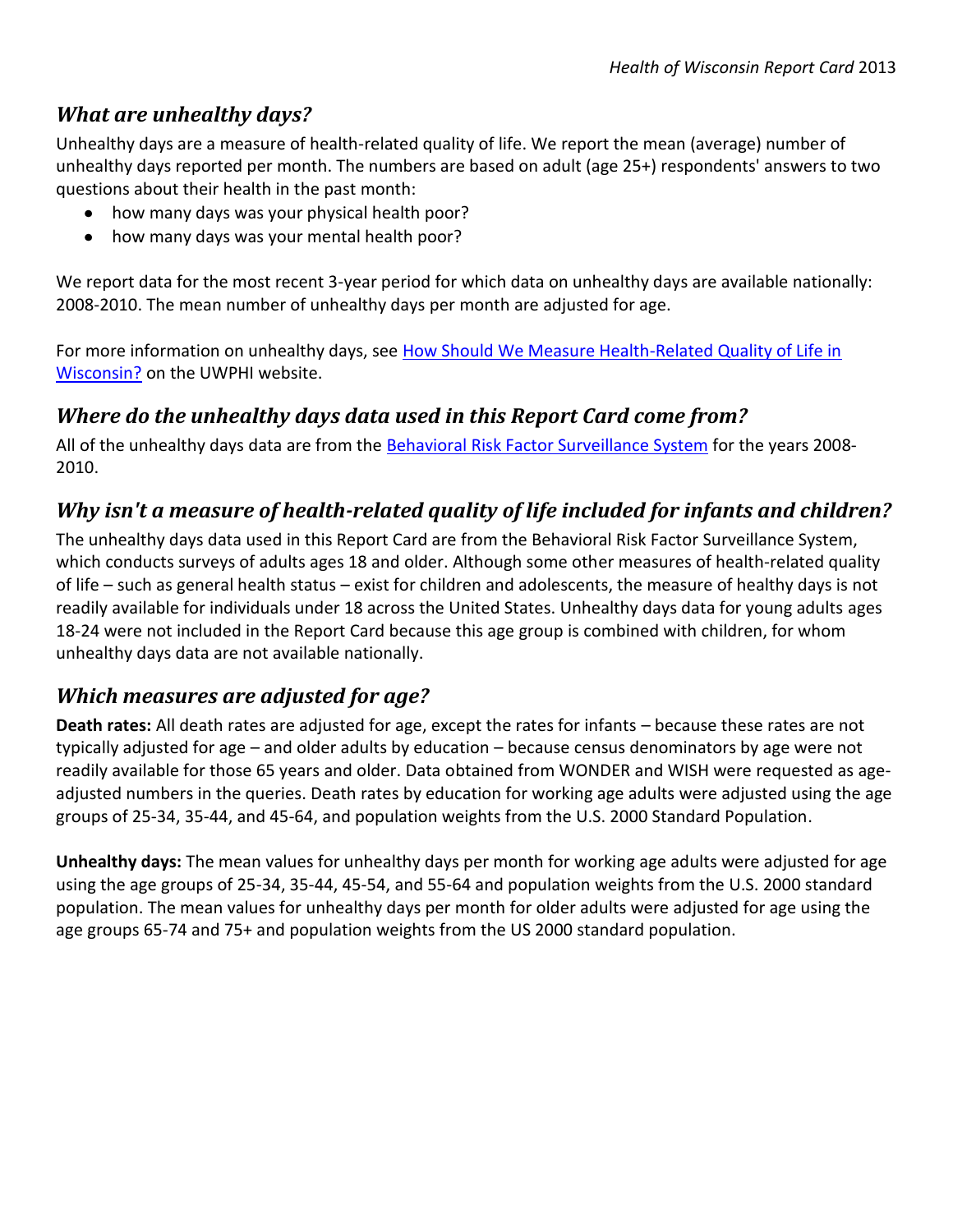## *What are unhealthy days?*

Unhealthy days are a measure of health-related quality of life. We report the mean (average) number of unhealthy days reported per month. The numbers are based on adult (age 25+) respondents' answers to two questions about their health in the past month:

- how many days was your physical health poor?
- how many days was your mental health poor?

We report data for the most recent 3-year period for which data on unhealthy days are available nationally: 2008-2010. The mean number of unhealthy days per month are adjusted for age.

For more information on unhealthy days, see How Should We Measure Health-Related Quality of Life in Wisconsin? on the UWPHI website.

## *Where do the unhealthy days data used in this Report Card come from?*

All of the unhealthy days data are from the Behavioral Risk Factor Surveillance System for the years 2008-2010.

## *Why isn't a measure of health-related quality of life included for infants and children?*

The unhealthy days data used in this Report Card are from the Behavioral Risk Factor Surveillance System, which conducts surveys of adults ages 18 and older. Although some other measures of health-related quality of life – such as general health status – exist for children and adolescents, the measure of healthy days is not readily available for individuals under 18 across the United States. Unhealthy days data for young adults ages 18-24 were not included in the Report Card because this age group is combined with children, for whom unhealthy days data are not available nationally.

## *Which measures are adjusted for age?*

**Death rates:** All death rates are adjusted for age, except the rates for infants – because these rates are not typically adjusted for age – and older adults by education – because census denominators by age were not readily available for those 65 years and older. Data obtained from WONDER and WISH were requested as age-adjusted numbers in the queries. Death rates by education for working age adults were adjusted using the age groups of 25-34, 35-44, and 45-64, and population weights from the U.S. 2000 Standard Population.

**Unhealthy days:** The mean values for unhealthy days per month for working age adults were adjusted for age using the age groups of 25-34, 35-44, 45-54, and 55-64 and population weights from the U.S. 2000 standard population. The mean values for unhealthy days per month for older adults were adjusted for age using the age groups 65-74 and 75+ and population weights from the US 2000 standard population.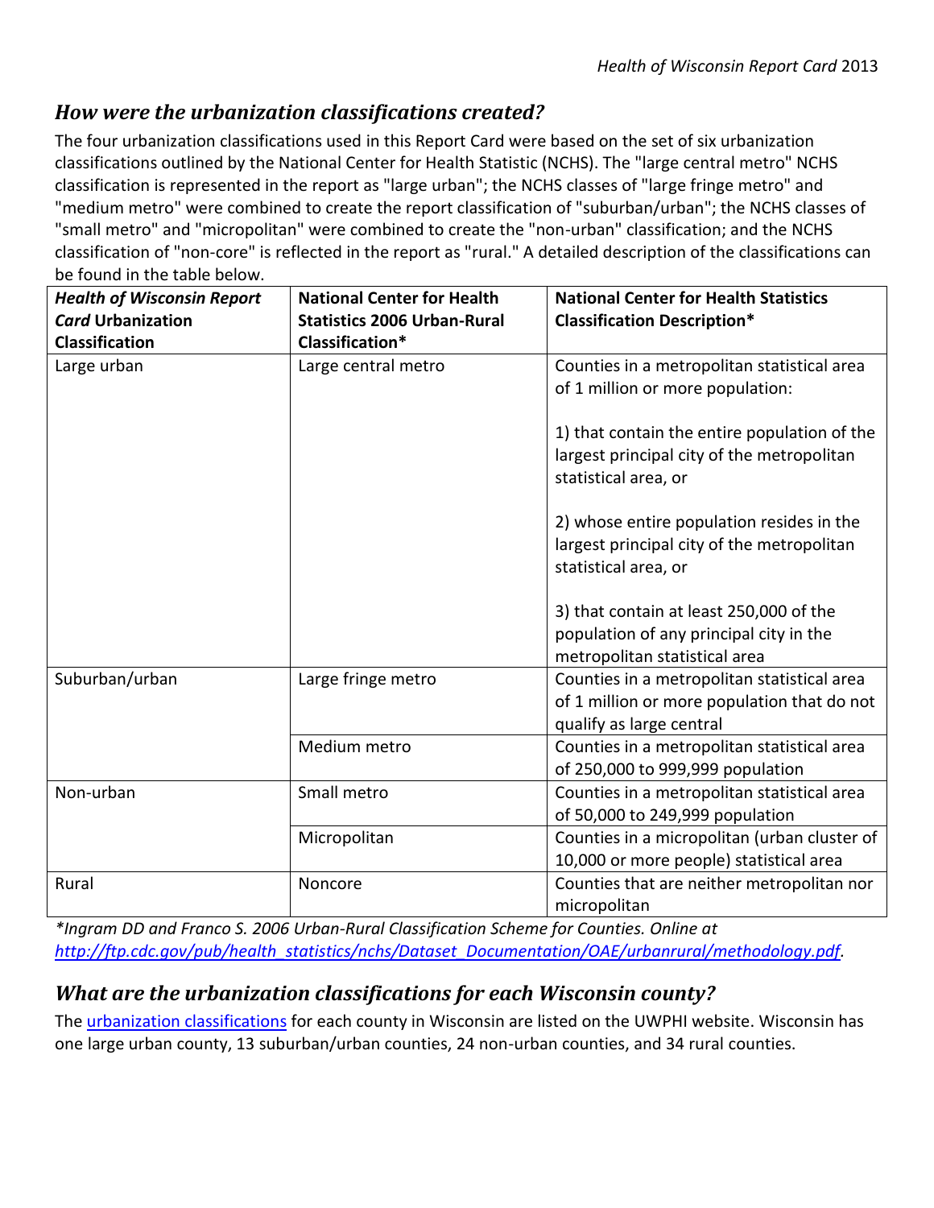## *How were the urbanization classifications created?*

The four urbanization classifications used in this Report Card were based on the set of six urbanization classifications outlined by the National Center for Health Statistic (NCHS). The "large central metro" NCHS classification is represented in the report as "large urban"; the NCHS classes of "large fringe metro" and "medium metro" were combined to create the report classification of "suburban/urban"; the NCHS classes of "small metro" and "micropolitan" were combined to create the "non-urban" classification; and the NCHS classification of "non-core" is reflected in the report as "rural." A detailed description of the classifications can be found in the table below.

| ***Health of Wisconsin Report Card* Urbanization Classification** | **National Center for Health Statistics 2006 Urban-Rural Classification*** | **National Center for Health Statistics Classification Description*** |
|---|---|---|
| Large urban | Large central metro | Counties in a metropolitan statistical area of 1 million or more population:<br><br>1) that contain the entire population of the largest principal city of the metropolitan statistical area, or<br><br>2) whose entire population resides in the largest principal city of the metropolitan statistical area, or<br><br>3) that contain at least 250,000 of the population of any principal city in the metropolitan statistical area |
| Suburban/urban | Large fringe metro | Counties in a metropolitan statistical area of 1 million or more population that do not qualify as large central |
| | Medium metro | Counties in a metropolitan statistical area of 250,000 to 999,999 population |
| Non-urban | Small metro | Counties in a metropolitan statistical area of 50,000 to 249,999 population |
| | Micropolitan | Counties in a micropolitan (urban cluster of 10,000 or more people) statistical area |
| Rural | Noncore | Counties that are neither metropolitan nor micropolitan |

**Ingram DD and Franco S. 2006 Urban-Rural Classification Scheme for Counties. Online at [http://ftp.cdc.gov/pub/health_statistics/nchs/Dataset_Documentation/OAE/urbanrural/methodology.pdf](http://ftp.cdc.gov/pub/health_statistics/nchs/Dataset_Documentation/OAE/urbanrural/methodology.pdf).*

## *What are the urbanization classifications for each Wisconsin county?*

The urbanization classifications for each county in Wisconsin are listed on the UWPHI website. Wisconsin has one large urban county, 13 suburban/urban counties, 24 non-urban counties, and 34 rural counties.